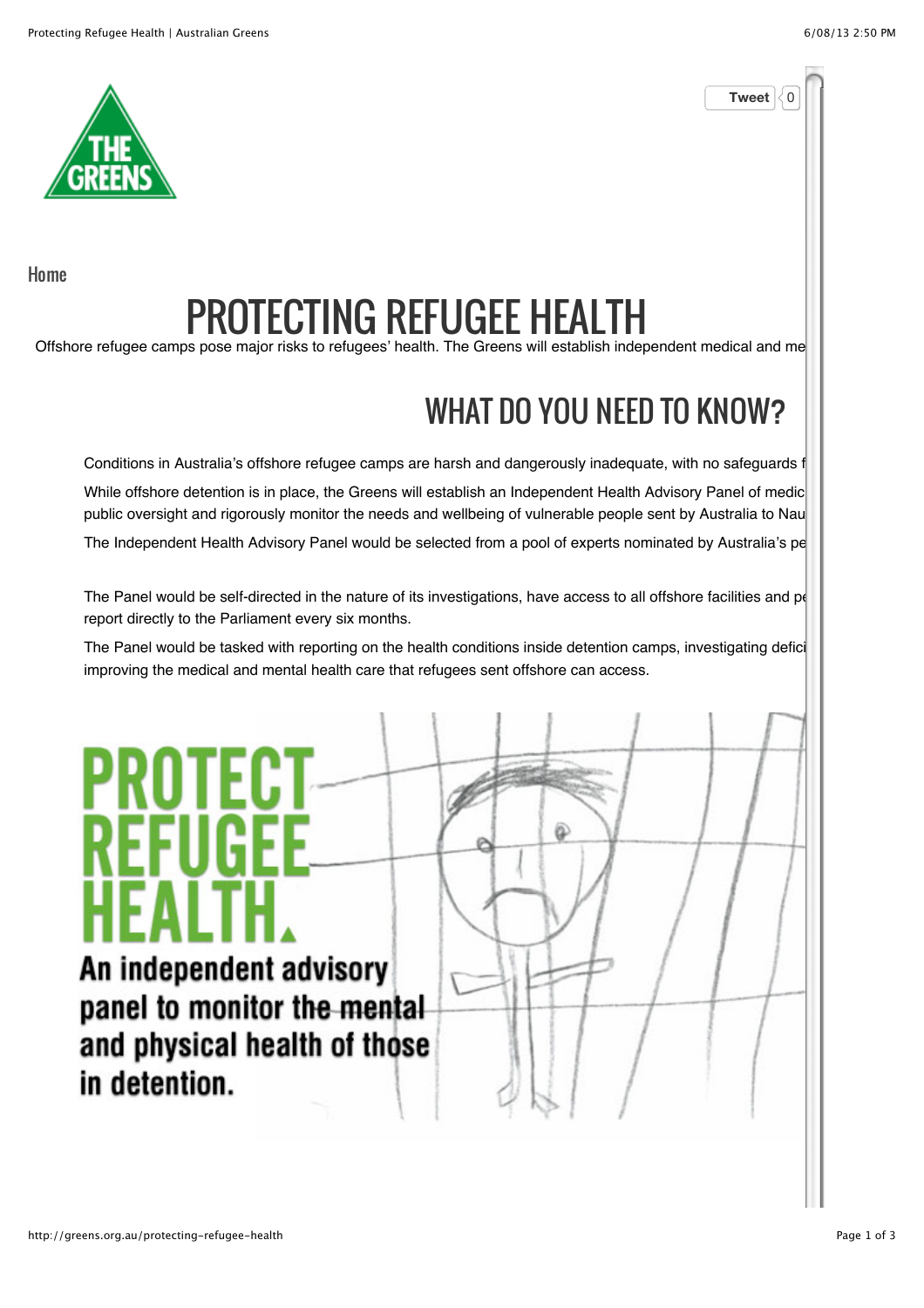Home

# PROTECTING REFUGEE HEALTH

Offshore refugee camps pose major risks to refugees' health. The Greens will establish independent medical and me

## WHAT DO YOU NEED TO KNOW?

Conditions in Australia's offshore refugee camps are harsh and dangerously inadequate, with no safeguards f

While offshore detention is in place, the Greens will establish an Independent Health Advisory Panel of medic public oversight and rigorously monitor the needs and wellbeing of vulnerable people sent by Australia to Nau

The Independent Health Advisory Panel would be selected from a pool of experts nominated by Australia's pe

The Panel would be self-directed in the nature of its investigations, have access to all offshore facilities and pe report directly to the Parliament every six months.

The Panel would be tasked with reporting on the health conditions inside detention camps, investigating defici improving the medical and mental health care that refugees sent offshore can access.

**PROTECT REFUGEE HEALTH.**

**An independent advisory panel to monitor the mental and physical health of those in detention.**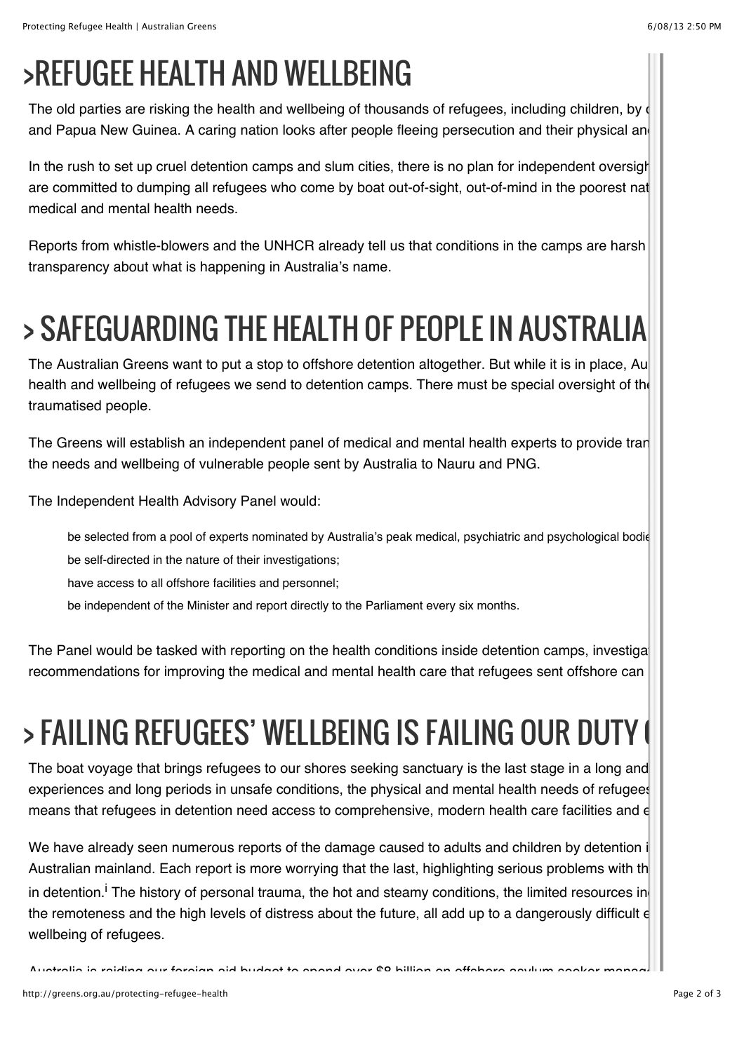# >REFUGEE HEALTH AND WELLBEING

The old parties are risking the health and wellbeing of thousands of refugees, including children, by c and Papua New Guinea. A caring nation looks after people fleeing persecution and their physical an

In the rush to set up cruel detention camps and slum cities, there is no plan for independent oversigh are committed to dumping all refugees who come by boat out-of-sight, out-of-mind in the poorest nat medical and mental health needs.

Reports from whistle-blowers and the UNHCR already tell us that conditions in the camps are harsh transparency about what is happening in Australia's name.

# > SAFEGUARDING THE HEALTH OF PEOPLE IN AUSTRALIA

The Australian Greens want to put a stop to offshore detention altogether. But while it is in place, Au health and wellbeing of refugees we send to detention camps. There must be special oversight of th traumatised people.

The Greens will establish an independent panel of medical and mental health experts to provide tran the needs and wellbeing of vulnerable people sent by Australia to Nauru and PNG.

The Independent Health Advisory Panel would:

- be selected from a pool of experts nominated by Australia's peak medical, psychiatric and psychological bodie
- be self-directed in the nature of their investigations;
- have access to all offshore facilities and personnel;
- be independent of the Minister and report directly to the Parliament every six months.

The Panel would be tasked with reporting on the health conditions inside detention camps, investiga recommendations for improving the medical and mental health care that refugees sent offshore can

# > FAILING REFUGEES' WELLBEING IS FAILING OUR DUTY (

The boat voyage that brings refugees to our shores seeking sanctuary is the last stage in a long and experiences and long periods in unsafe conditions, the physical and mental health needs of refugees means that refugees in detention need access to comprehensive, modern health care facilities and e

We have already seen numerous reports of the damage caused to adults and children by detention i Australian mainland. Each report is more worrying that the last, highlighting serious problems with th in detention.[i] The history of personal trauma, the hot and steamy conditions, the limited resources in the remoteness and the high levels of distress about the future, all add up to a dangerously difficult e wellbeing of refugees.

Australia is raiding our foreign aid budget to spend over $8 billion on offshore asylum seeker manag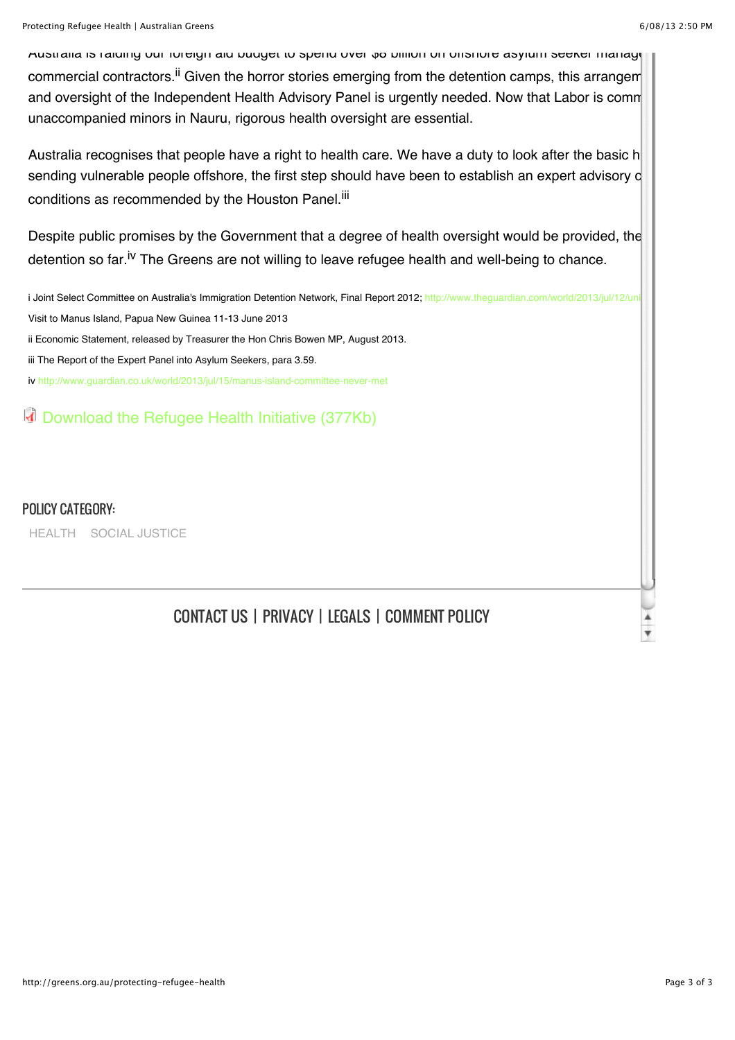Australia is raiding our foreign aid budget to spend over $8 billion on offshore asylum seeker manag commercial contractors.[ii] Given the horror stories emerging from the detention camps, this arrangem and oversight of the Independent Health Advisory Panel is urgently needed. Now that Labor is comm unaccompanied minors in Nauru, rigorous health oversight are essential.

Australia recognises that people have a right to health care. We have a duty to look after the basic h sending vulnerable people offshore, the first step should have been to establish an expert advisory c conditions as recommended by the Houston Panel.[iii]

Despite public promises by the Government that a degree of health oversight would be provided, the detention so far.[iv] The Greens are not willing to leave refugee health and well-being to chance.

i Joint Select Committee on Australia's Immigration Detention Network, Final Report 2012; http://www.theguardian.com/world/2013/jul/12/uni

Visit to Manus Island, Papua New Guinea 11-13 June 2013

ii Economic Statement, released by Treasurer the Hon Chris Bowen MP, August 2013.

iii The Report of the Expert Panel into Asylum Seekers, para 3.59.

iv http://www.guardian.co.uk/world/2013/jul/15/manus-island-committee-never-met

Download the Refugee Health Initiative (377Kb)

## POLICY CATEGORY:

HEALTH SOCIAL JUSTICE

CONTACT US | PRIVACY | LEGALS | COMMENT POLICY